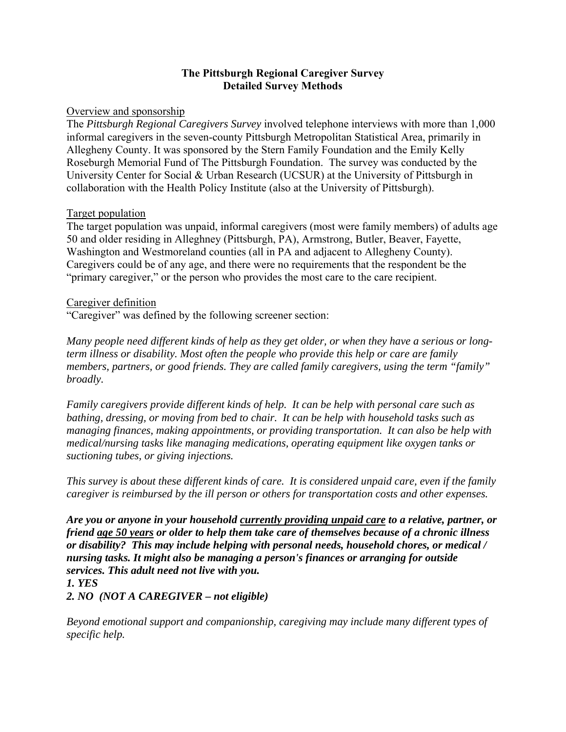**The Pittsburgh Regional Caregiver Survey**
**Detailed Survey Methods**

Overview and sponsorship

The *Pittsburgh Regional Caregivers Survey* involved telephone interviews with more than 1,000 informal caregivers in the seven-county Pittsburgh Metropolitan Statistical Area, primarily in Allegheny County. It was sponsored by the Stern Family Foundation and the Emily Kelly Roseburgh Memorial Fund of The Pittsburgh Foundation. The survey was conducted by the University Center for Social & Urban Research (UCSUR) at the University of Pittsburgh in collaboration with the Health Policy Institute (also at the University of Pittsburgh).

Target population

The target population was unpaid, informal caregivers (most were family members) of adults age 50 and older residing in Allleghney (Pittsburgh, PA), Armstrong, Butler, Beaver, Fayette, Washington and Westmoreland counties (all in PA and adjacent to Allegheny County). Caregivers could be of any age, and there were no requirements that the respondent be the "primary caregiver," or the person who provides the most care to the care recipient.

Caregiver definition

"Caregiver" was defined by the following screener section:

*Many people need different kinds of help as they get older, or when they have a serious or long-term illness or disability. Most often the people who provide this help or care are family members, partners, or good friends. They are called family caregivers, using the term "family" broadly.*

*Family caregivers provide different kinds of help. It can be help with personal care such as bathing, dressing, or moving from bed to chair. It can be help with household tasks such as managing finances, making appointments, or providing transportation. It can also be help with medical/nursing tasks like managing medications, operating equipment like oxygen tanks or suctioning tubes, or giving injections.*

*This survey is about these different kinds of care. It is considered unpaid care, even if the family caregiver is reimbursed by the ill person or others for transportation costs and other expenses.*

***Are you or anyone in your household <u>currently providing unpaid care</u> to a relative, partner, or friend <u>age 50 years</u> or older to help them take care of themselves because of a chronic illness or disability? This may include helping with personal needs, household chores, or medical / nursing tasks. It might also be managing a person's finances or arranging for outside services. This adult need not live with you.***
***1. YES***
***2. NO (NOT A CAREGIVER – not eligible)***

*Beyond emotional support and companionship, caregiving may include many different types of specific help.*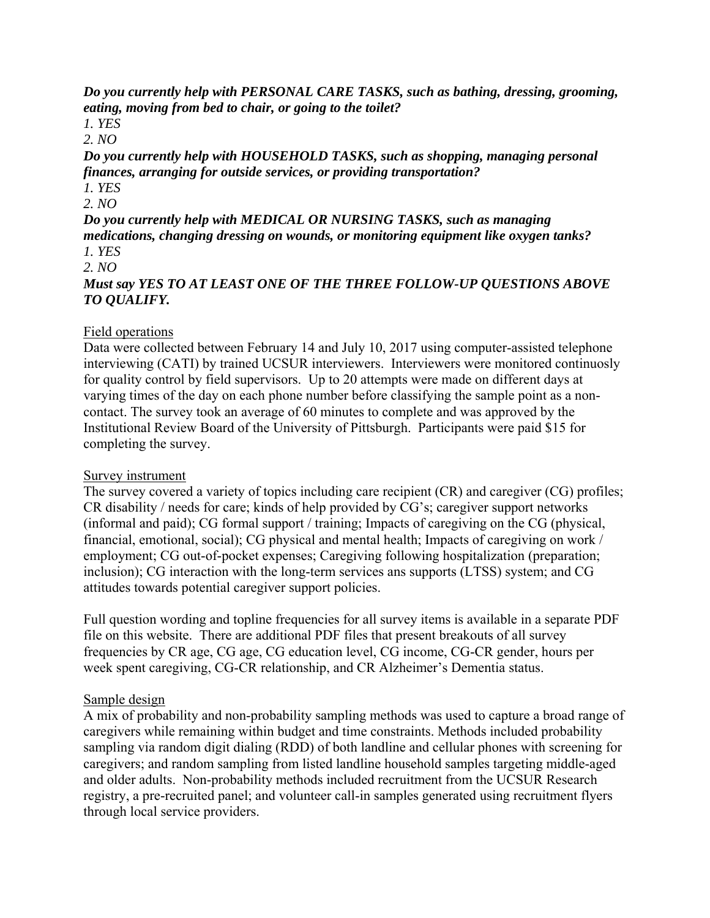***Do you currently help with PERSONAL CARE TASKS, such as bathing, dressing, grooming, eating, moving from bed to chair, or going to the toilet?***

*1. YES*

*2. NO*

***Do you currently help with HOUSEHOLD TASKS, such as shopping, managing personal finances, arranging for outside services, or providing transportation?***

*1. YES*

*2. NO*

***Do you currently help with MEDICAL OR NURSING TASKS, such as managing medications, changing dressing on wounds, or monitoring equipment like oxygen tanks?***

*1. YES*

*2. NO*

***Must say YES TO AT LEAST ONE OF THE THREE FOLLOW-UP QUESTIONS ABOVE TO QUALIFY.***

## Field operations

Data were collected between February 14 and July 10, 2017 using computer-assisted telephone interviewing (CATI) by trained UCSUR interviewers. Interviewers were monitored continuosly for quality control by field supervisors. Up to 20 attempts were made on different days at varying times of the day on each phone number before classifying the sample point as a non-contact. The survey took an average of 60 minutes to complete and was approved by the Institutional Review Board of the University of Pittsburgh. Participants were paid $15 for completing the survey.

## Survey instrument

The survey covered a variety of topics including care recipient (CR) and caregiver (CG) profiles; CR disability / needs for care; kinds of help provided by CG's; caregiver support networks (informal and paid); CG formal support / training; Impacts of caregiving on the CG (physical, financial, emotional, social); CG physical and mental health; Impacts of caregiving on work / employment; CG out-of-pocket expenses; Caregiving following hospitalization (preparation; inclusion); CG interaction with the long-term services ans supports (LTSS) system; and CG attitudes towards potential caregiver support policies.

Full question wording and topline frequencies for all survey items is available in a separate PDF file on this website. There are additional PDF files that present breakouts of all survey frequencies by CR age, CG age, CG education level, CG income, CG-CR gender, hours per week spent caregiving, CG-CR relationship, and CR Alzheimer's Dementia status.

## Sample design

A mix of probability and non-probability sampling methods was used to capture a broad range of caregivers while remaining within budget and time constraints. Methods included probability sampling via random digit dialing (RDD) of both landline and cellular phones with screening for caregivers; and random sampling from listed landline household samples targeting middle-aged and older adults. Non-probability methods included recruitment from the UCSUR Research registry, a pre-recruited panel; and volunteer call-in samples generated using recruitment flyers through local service providers.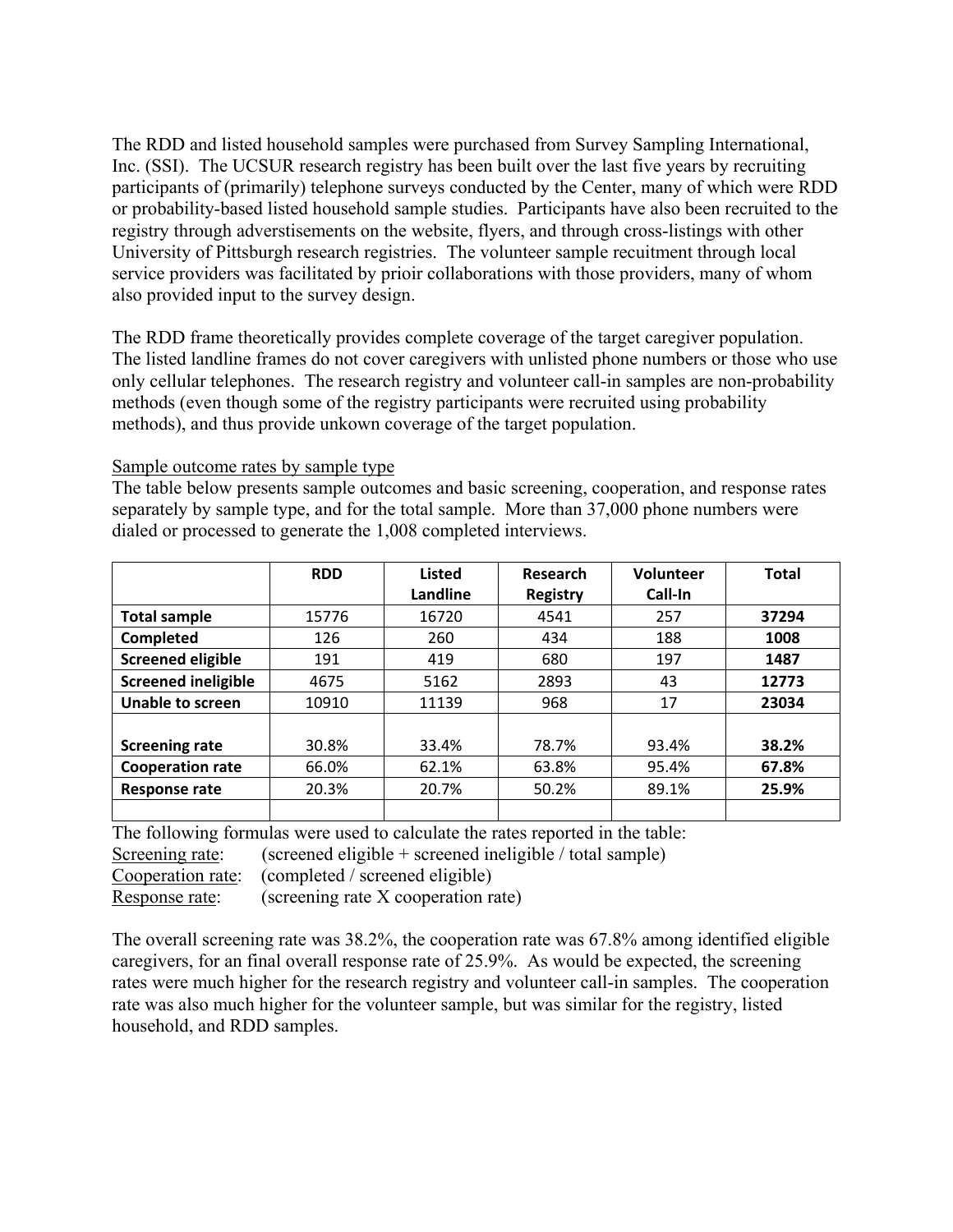The RDD and listed household samples were purchased from Survey Sampling International, Inc. (SSI). The UCSUR research registry has been built over the last five years by recruiting participants of (primarily) telephone surveys conducted by the Center, many of which were RDD or probability-based listed household sample studies. Participants have also been recruited to the registry through adverstisements on the website, flyers, and through cross-listings with other University of Pittsburgh research registries. The volunteer sample recuitment through local service providers was facilitated by prioir collaborations with those providers, many of whom also provided input to the survey design.

The RDD frame theoretically provides complete coverage of the target caregiver population. The listed landline frames do not cover caregivers with unlisted phone numbers or those who use only cellular telephones. The research registry and volunteer call-in samples are non-probability methods (even though some of the registry participants were recruited using probability methods), and thus provide unkown coverage of the target population.

Sample outcome rates by sample type

The table below presents sample outcomes and basic screening, cooperation, and response rates separately by sample type, and for the total sample. More than 37,000 phone numbers were dialed or processed to generate the 1,008 completed interviews.

| | **RDD** | **Listed Landline** | **Research Registry** | **Volunteer Call-In** | **Total** |
|---|---|---|---|---|---|
| **Total sample** | 15776 | 16720 | 4541 | 257 | **37294** |
| **Completed** | 126 | 260 | 434 | 188 | **1008** |
| **Screened eligible** | 191 | 419 | 680 | 197 | **1487** |
| **Screened ineligible** | 4675 | 5162 | 2893 | 43 | **12773** |
| **Unable to screen** | 10910 | 11139 | 968 | 17 | **23034** |
| **Screening rate** | 30.8% | 33.4% | 78.7% | 93.4% | **38.2%** |
| **Cooperation rate** | 66.0% | 62.1% | 63.8% | 95.4% | **67.8%** |
| **Response rate** | 20.3% | 20.7% | 50.2% | 89.1% | **25.9%** |

The following formulas were used to calculate the rates reported in the table:

Screening rate: (screened eligible + screened ineligible / total sample)

Cooperation rate: (completed / screened eligible)

Response rate: (screening rate X cooperation rate)

The overall screening rate was 38.2%, the cooperation rate was 67.8% among identified eligible caregivers, for an final overall response rate of 25.9%. As would be expected, the screening rates were much higher for the research registry and volunteer call-in samples. The cooperation rate was also much higher for the volunteer sample, but was similar for the registry, listed household, and RDD samples.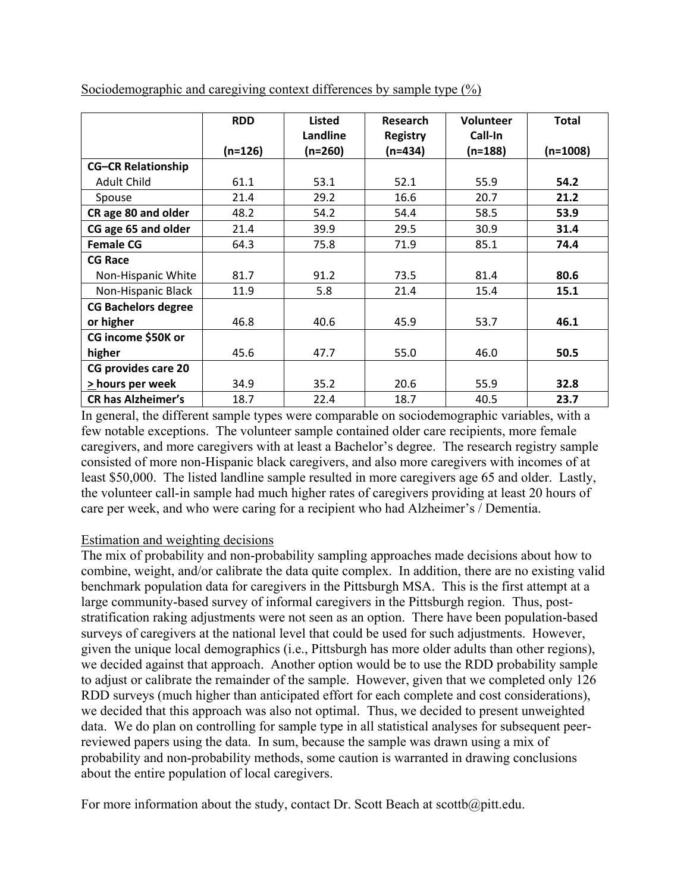Sociodemographic and caregiving context differences by sample type (%)

| | RDD (n=126) | Listed Landline (n=260) | Research Registry (n=434) | Volunteer Call-In (n=188) | Total (n=1008) |
|---|---|---|---|---|---|
| **CG–CR Relationship** | | | | | |
| Adult Child | 61.1 | 53.1 | 52.1 | 55.9 | **54.2** |
| Spouse | 21.4 | 29.2 | 16.6 | 20.7 | **21.2** |
| **CR age 80 and older** | 48.2 | 54.2 | 54.4 | 58.5 | **53.9** |
| **CG age 65 and older** | 21.4 | 39.9 | 29.5 | 30.9 | **31.4** |
| **Female CG** | 64.3 | 75.8 | 71.9 | 85.1 | **74.4** |
| **CG Race** | | | | | |
| Non-Hispanic White | 81.7 | 91.2 | 73.5 | 81.4 | **80.6** |
| Non-Hispanic Black | 11.9 | 5.8 | 21.4 | 15.4 | **15.1** |
| **CG Bachelors degree or higher** | 46.8 | 40.6 | 45.9 | 53.7 | **46.1** |
| **CG income $50K or higher** | 45.6 | 47.7 | 55.0 | 46.0 | **50.5** |
| **CG provides care 20 > hours per week** | 34.9 | 35.2 | 20.6 | 55.9 | **32.8** |
| **CR has Alzheimer's** | 18.7 | 22.4 | 18.7 | 40.5 | **23.7** |

In general, the different sample types were comparable on sociodemographic variables, with a few notable exceptions. The volunteer sample contained older care recipients, more female caregivers, and more caregivers with at least a Bachelor's degree. The research registry sample consisted of more non-Hispanic black caregivers, and also more caregivers with incomes of at least $50,000. The listed landline sample resulted in more caregivers age 65 and older. Lastly, the volunteer call-in sample had much higher rates of caregivers providing at least 20 hours of care per week, and who were caring for a recipient who had Alzheimer's / Dementia.

Estimation and weighting decisions

The mix of probability and non-probability sampling approaches made decisions about how to combine, weight, and/or calibrate the data quite complex. In addition, there are no existing valid benchmark population data for caregivers in the Pittsburgh MSA. This is the first attempt at a large community-based survey of informal caregivers in the Pittsburgh region. Thus, post-stratification raking adjustments were not seen as an option. There have been population-based surveys of caregivers at the national level that could be used for such adjustments. However, given the unique local demographics (i.e., Pittsburgh has more older adults than other regions), we decided against that approach. Another option would be to use the RDD probability sample to adjust or calibrate the remainder of the sample. However, given that we completed only 126 RDD surveys (much higher than anticipated effort for each complete and cost considerations), we decided that this approach was also not optimal. Thus, we decided to present unweighted data. We do plan on controlling for sample type in all statistical analyses for subsequent peer-reviewed papers using the data. In sum, because the sample was drawn using a mix of probability and non-probability methods, some caution is warranted in drawing conclusions about the entire population of local caregivers.

For more information about the study, contact Dr. Scott Beach at scottb@pitt.edu.